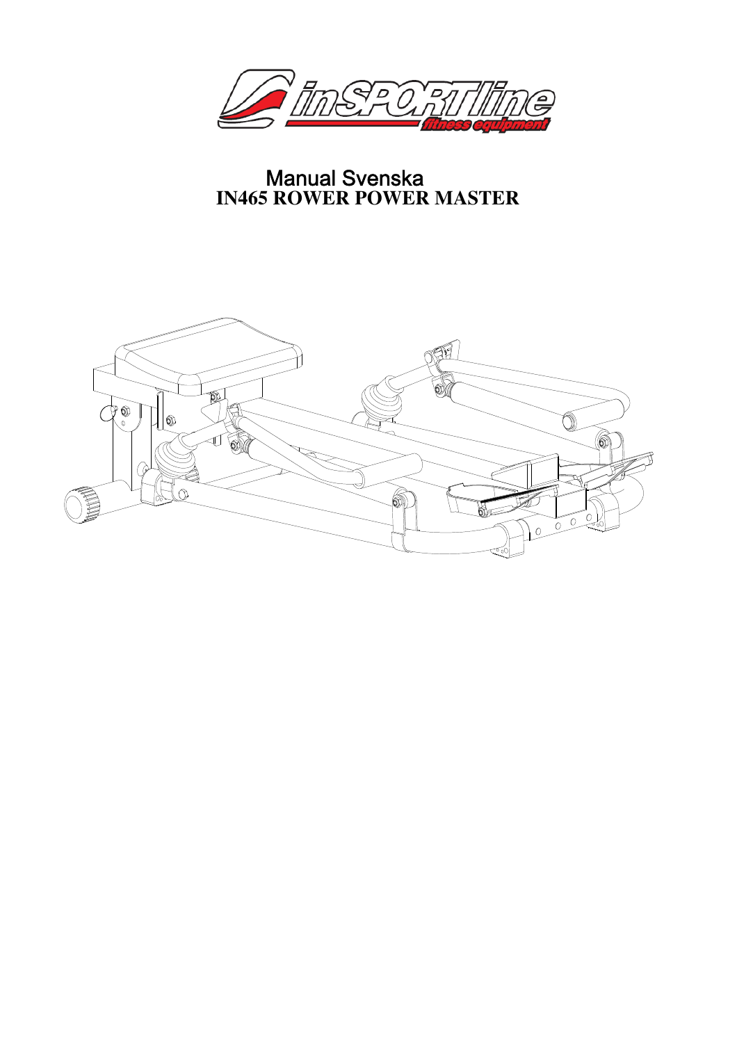# Manual Svenska

## IN465 ROWER POWER MASTER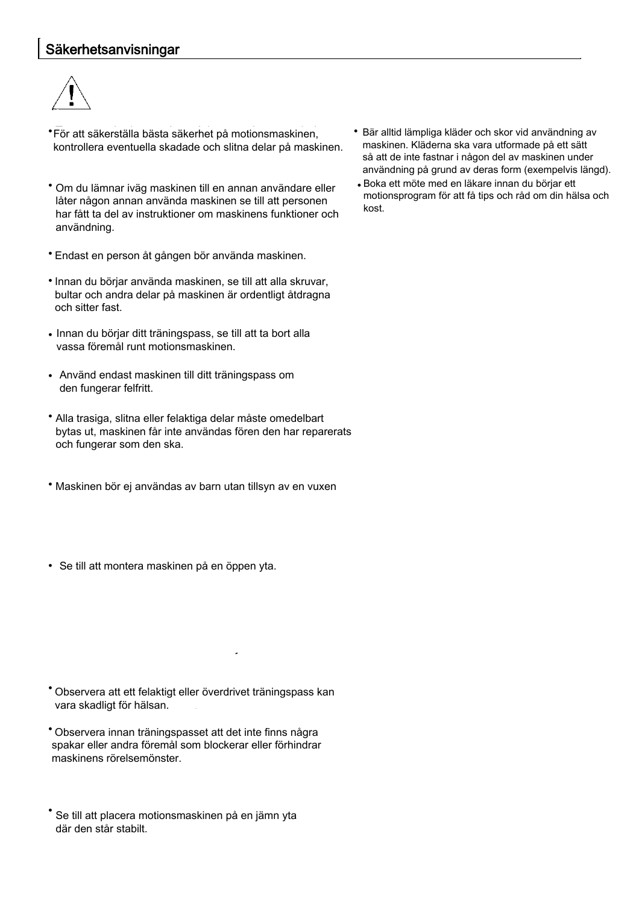## Säkerhetsanvisningar

- För att säkerställa bästa säkerhet på motionsmaskinen, kontrollera eventuella skadade och slitna delar på maskinen.
- Om du lämnar iväg maskinen till en annan användare eller låter någon annan använda maskinen se till att personen har fått ta del av instruktioner om maskinens funktioner och användning.
- Endast en person åt gången bör använda maskinen.
- Innan du börjar använda maskinen, se till att alla skruvar, bultar och andra delar på maskinen är ordentligt åtdragna och sitter fast.
- Innan du börjar ditt träningspass, se till att ta bort alla vassa föremål runt motionsmaskinen.
- Använd endast maskinen till ditt träningspass om den fungerar felfritt.
- Alla trasiga, slitna eller felaktiga delar måste omedelbart bytas ut, maskinen får inte användas fören den har reparerats och fungerar som den ska.
- Maskinen bör ej användas av barn utan tillsyn av en vuxen
- Se till att montera maskinen på en öppen yta.
- Observera att ett felaktigt eller överdrivet träningspass kan vara skadligt för hälsan.
- Observera innan träningspasset att det inte finns några spakar eller andra föremål som blockerar eller förhindrar maskinens rörelsemönster.
- Se till att placera motionsmaskinen på en jämn yta där den står stabilt.
- Bär alltid lämpliga kläder och skor vid användning av maskinen. Kläderna ska vara utformade på ett sätt så att de inte fastnar i någon del av maskinen under användning på grund av deras form (exempelvis längd).
- Boka ett möte med en läkare innan du börjar ett motionsprogram för att få tips och råd om din hälsa och kost.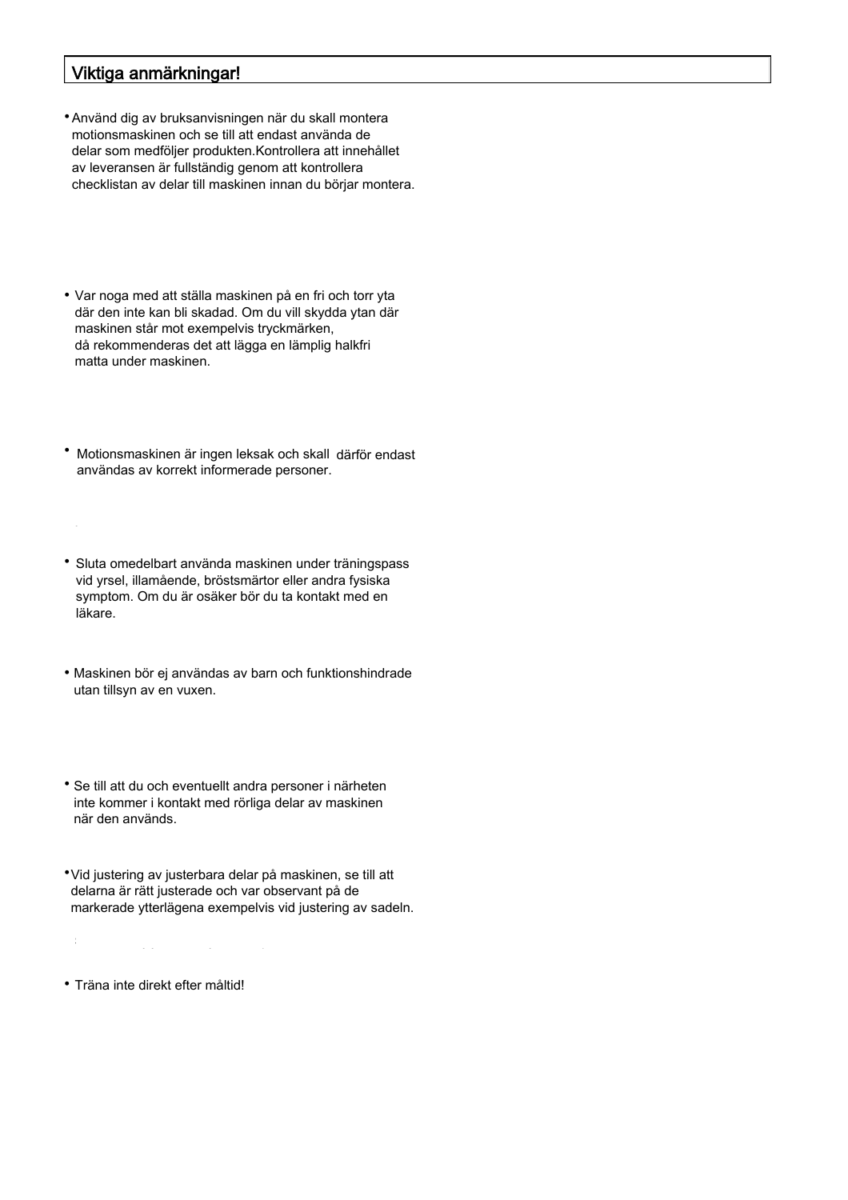## Viktiga anmärkningar!

- Använd dig av bruksanvisningen när du skall montera motionsmaskinen och se till att endast använda de delar som medföljer produkten.Kontrollera att innehållet av leveransen är fullständig genom att kontrollera checklistan av delar till maskinen innan du börjar montera.

- Var noga med att ställa maskinen på en fri och torr yta där den inte kan bli skadad. Om du vill skydda ytan där maskinen står mot exempelvis tryckmärken, då rekommenderas det att lägga en lämplig halkfri matta under maskinen.

- Motionsmaskinen är ingen leksak och skall därför endast användas av korrekt informerade personer.

- Sluta omedelbart använda maskinen under träningspass vid yrsel, illamående, bröstsmärtor eller andra fysiska symptom. Om du är osäker bör du ta kontakt med en läkare.

- Maskinen bör ej användas av barn och funktionshindrade utan tillsyn av en vuxen.

- Se till att du och eventuellt andra personer i närheten inte kommer i kontakt med rörliga delar av maskinen när den används.

- Vid justering av justerbara delar på maskinen, se till att delarna är rätt justerade och var observant på de markerade ytterlägena exempelvis vid justering av sadeln.

- Träna inte direkt efter måltid!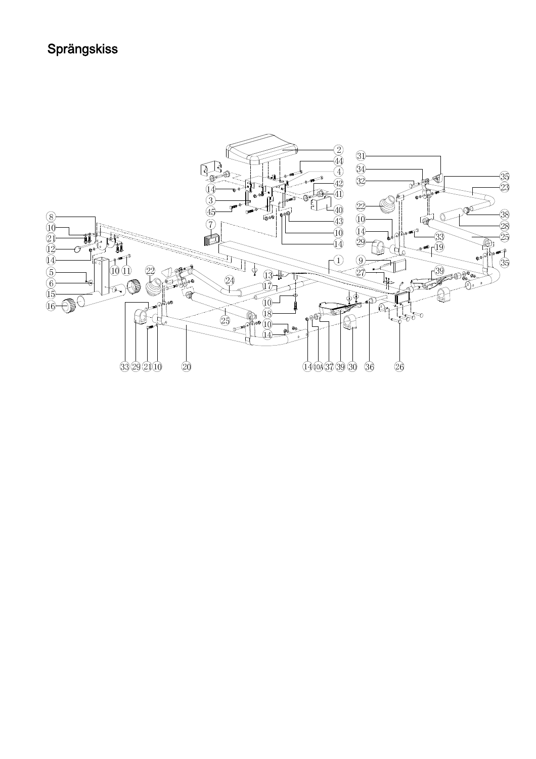# Sprängskiss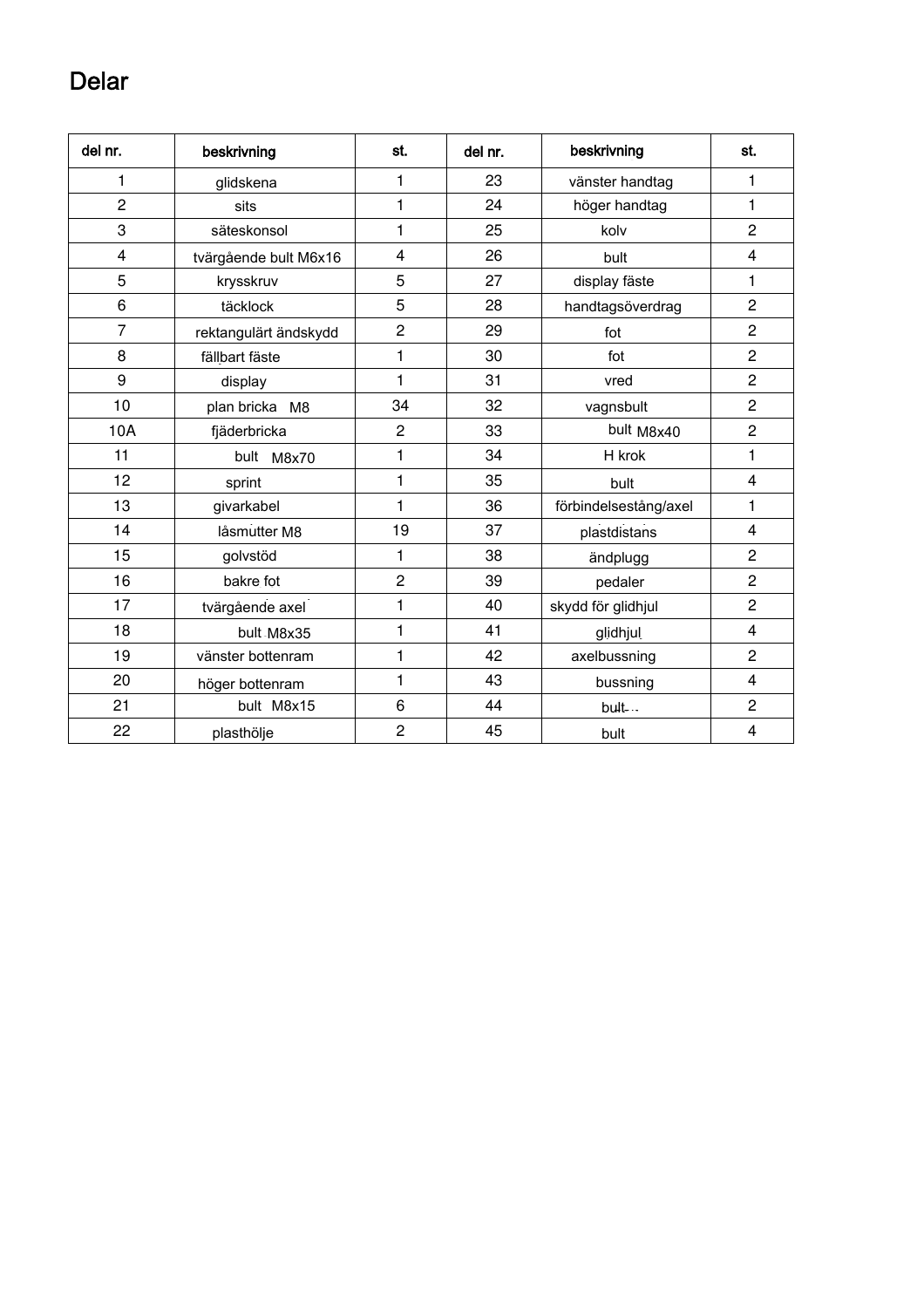# Delar

| del nr. | beskrivning | st. | del nr. | beskrivning | st. |
|---|---|---|---|---|---|
| 1 | glidskena | 1 | 23 | vänster handtag | 1 |
| 2 | sits | 1 | 24 | höger handtag | 1 |
| 3 | säteskonsol | 1 | 25 | kolv | 2 |
| 4 | tvärgående bult M6x16 | 4 | 26 | bult | 4 |
| 5 | krysskruv | 5 | 27 | display fäste | 1 |
| 6 | täcklock | 5 | 28 | handtagsöverdrag | 2 |
| 7 | rektangulärt ändskydd | 2 | 29 | fot | 2 |
| 8 | fällbart fäste | 1 | 30 | fot | 2 |
| 9 | display | 1 | 31 | vred | 2 |
| 10 | plan bricka M8 | 34 | 32 | vagnsbult | 2 |
| 10A | fjäderbricka | 2 | 33 | bult M8x40 | 2 |
| 11 | bult M8x70 | 1 | 34 | H krok | 1 |
| 12 | sprint | 1 | 35 | bult | 4 |
| 13 | givarkabel | 1 | 36 | förbindelsestång/axel | 1 |
| 14 | låsmutter M8 | 19 | 37 | plastdistans | 4 |
| 15 | golvstöd | 1 | 38 | ändplugg | 2 |
| 16 | bakre fot | 2 | 39 | pedaler | 2 |
| 17 | tvärgående axel | 1 | 40 | skydd för glidhjul | 2 |
| 18 | bult M8x35 | 1 | 41 | glidhjul | 4 |
| 19 | vänster bottenram | 1 | 42 | axelbussning | 2 |
| 20 | höger bottenram | 1 | 43 | bussning | 4 |
| 21 | bult M8x15 | 6 | 44 | bult | 2 |
| 22 | plasthölje | 2 | 45 | bult | 4 |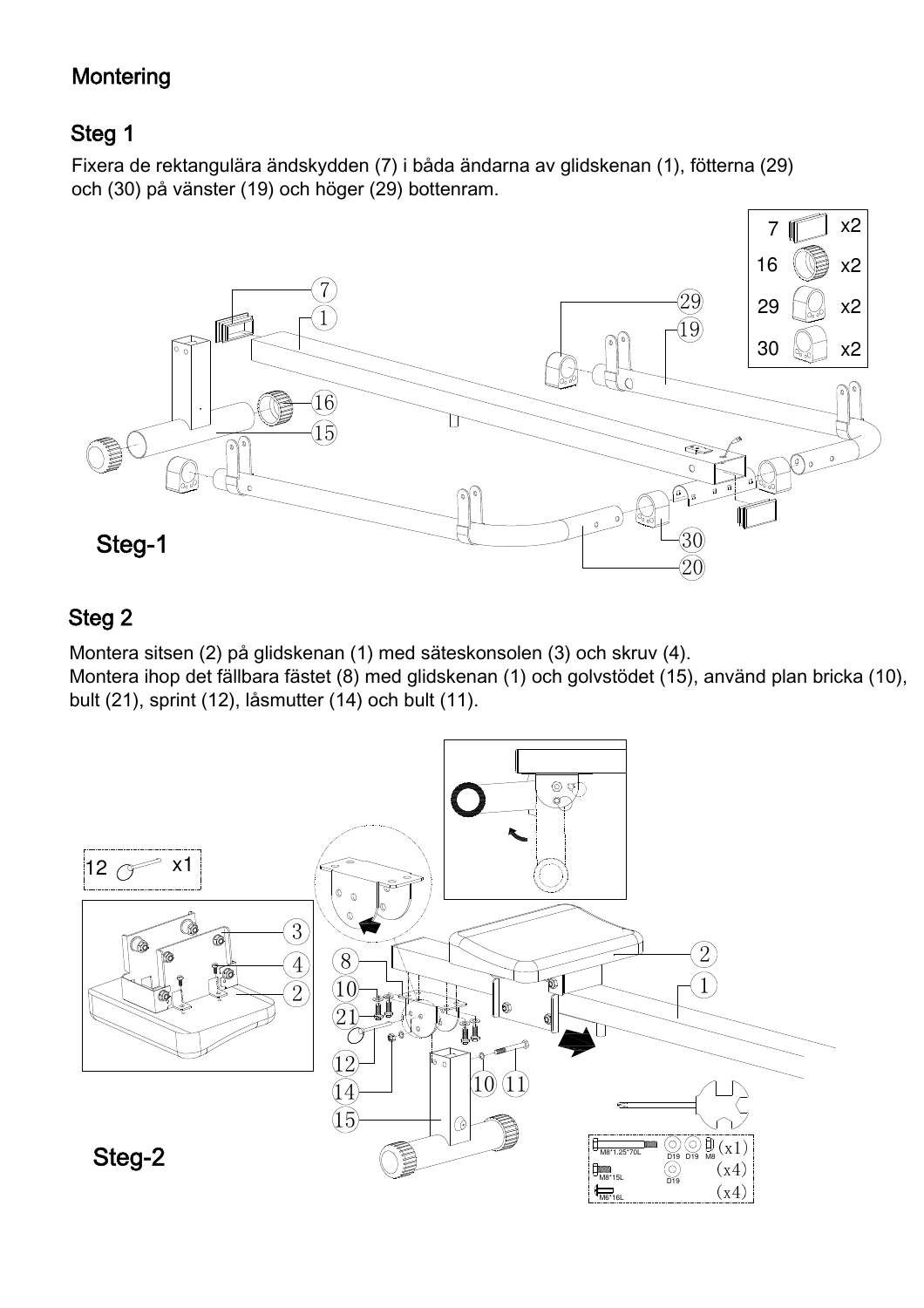# Montering

## Steg 1

Fixera de rektangulära ändskydden (7) i båda ändarna av glidskenan (1), fötterna (29) och (30) på vänster (19) och höger (29) bottenram.

| | | |
|---|---|---|
| 7 | | x2 |
| 16 | | x2 |
| 29 | | x2 |
| 30 | | x2 |

Steg-1

## Steg 2

Montera sitsen (2) på glidskenan (1) med säteskonsolen (3) och skruv (4).
Montera ihop det fällbara fästet (8) med glidskenan (1) och golvstödet (15), använd plan bricka (10), bult (21), sprint (12), låsmutter (14) och bult (11).

12 x1

M8*1.25*70L D19 D19 M8 (x1)
M8*15L D19 (x4)
M6*16L (x4)

Steg-2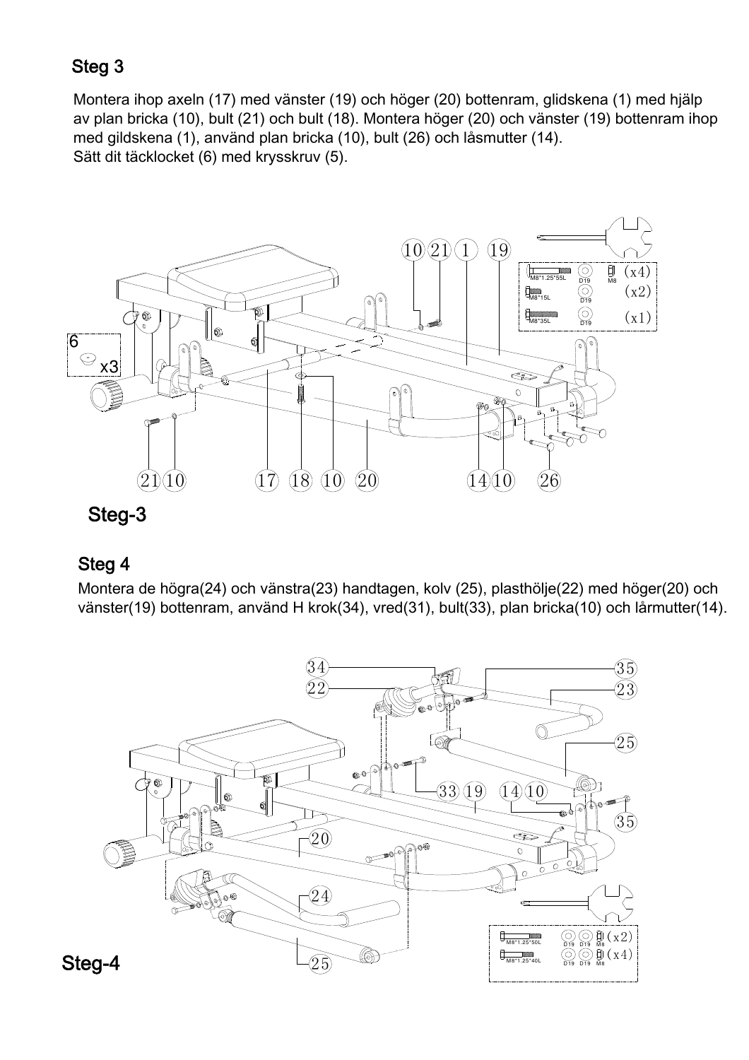## Steg 3

Montera ihop axeln (17) med vänster (19) och höger (20) bottenram, glidskena (1) med hjälp av plan bricka (10), bult (21) och bult (18). Montera höger (20) och vänster (19) bottenram ihop med gildskena (1), använd plan bricka (10), bult (26) och låsmutter (14).
Sätt dit täcklocket (6) med krysskruv (5).

M8*1.25*55L D19 M8 (x4)
M8*15L D19 (x2)
M8*35L D19 (x1)

6 x3

10 21 1 19

21 10 17 18 10 20 14 10 26

## Steg-3

## Steg 4

Montera de högra(24) och vänstra(23) handtagen, kolv (25), plasthölje(22) med höger(20) och vänster(19) bottenram, använd H krok(34), vred(31), bult(33), plan bricka(10) och lårmutter(14).

34 22 35 23 25 33 19 14 10 35 20 24 25

M8*1.25*50L D19 D19 M8 (x2)
M8*1.25*40L D19 D19 M8 (x4)

## Steg-4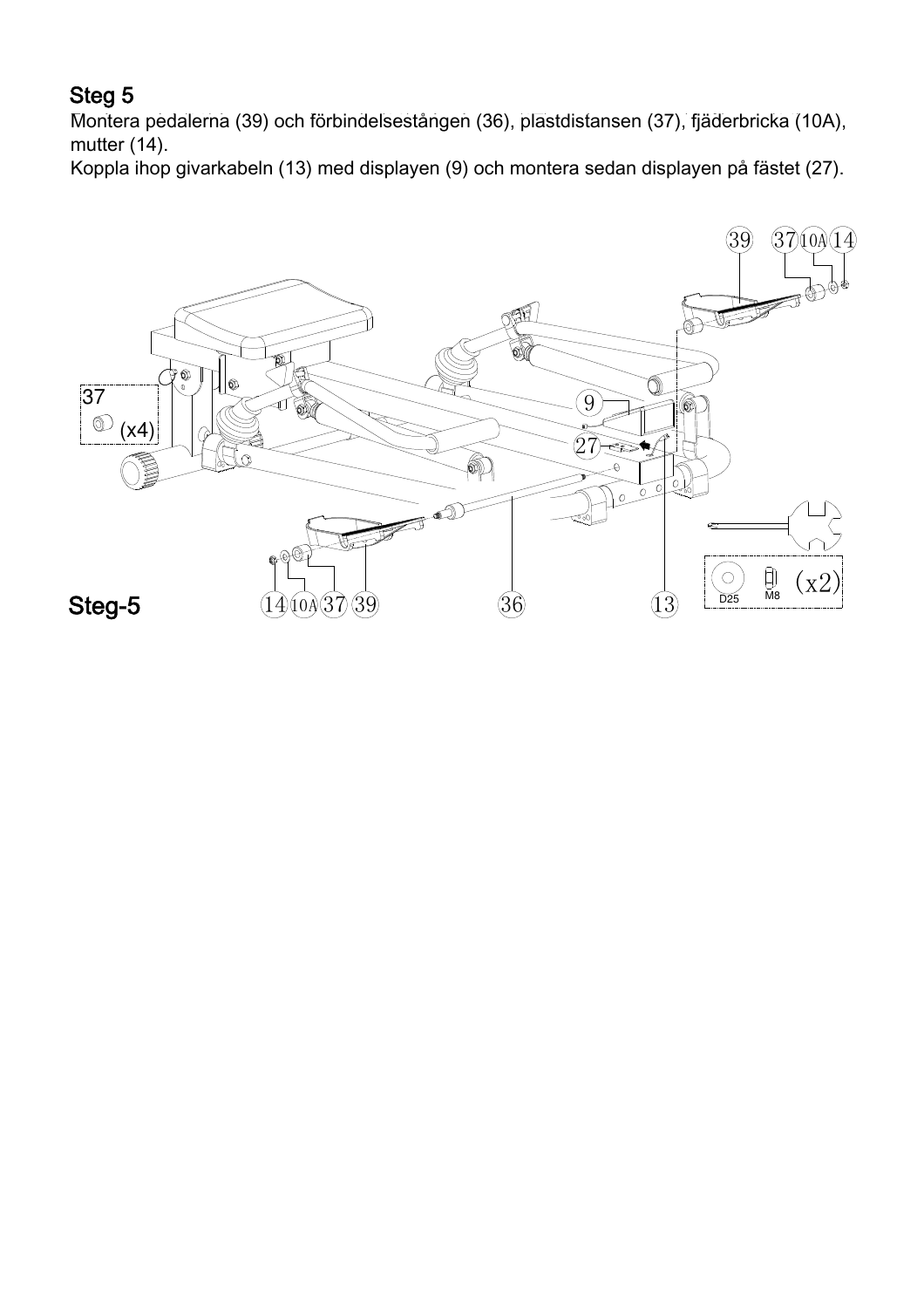## Steg 5

Montera pedalerna (39) och förbindelsestången (36), plastdistansen (37), fjäderbricka (10A), mutter (14).

Koppla ihop givarkabeln (13) med displayen (9) och montera sedan displayen på fästet (27).

37 (x4)

D25 M8 (x2)

Steg-5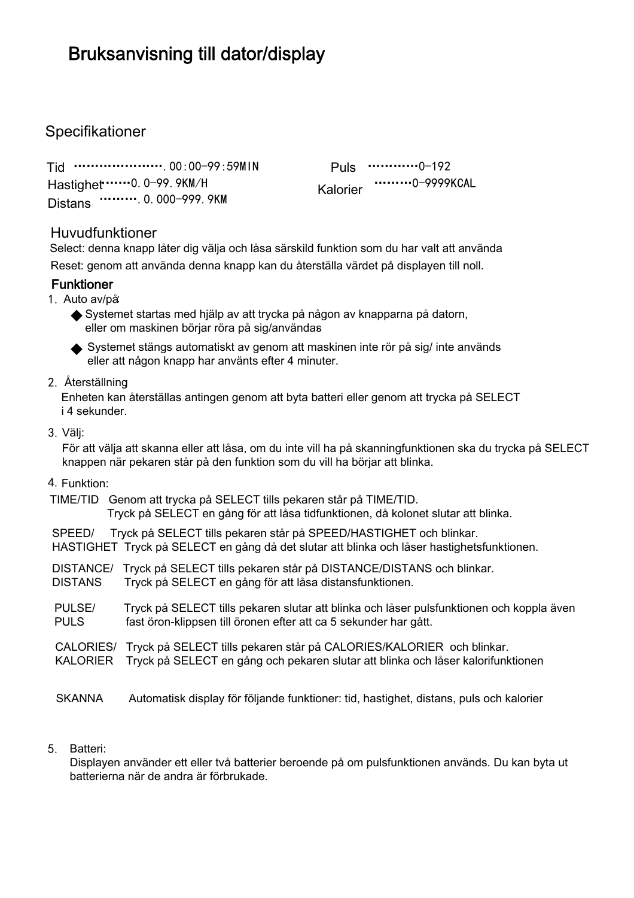# Bruksanvisning till dator/display

## Specifikationer

Tid ······················. 00:00-99:59MIN

Hastighet ·······0. 0-99. 9KM/H

Distans ·········. 0. 000-999. 9KM

Puls ·············0-192

Kalorier ·········0-9999KCAL

## Huvudfunktioner

Select: denna knapp låter dig välja och låsa särskild funktion som du har valt att använda

Reset: genom att använda denna knapp kan du återställa värdet på displayen till noll.

### Funktioner

1. Auto av/på:
   - ◆ Systemet startas med hjälp av att trycka på någon av knapparna på datorn, eller om maskinen börjar röra på sig/användas
   - ◆ Systemet stängs automatiskt av genom att maskinen inte rör på sig/ inte används eller att någon knapp har använts efter 4 minuter.

2. Återställning
   Enheten kan återställas antingen genom att byta batteri eller genom att trycka på SELECT i 4 sekunder.

3. Välj:
   För att välja att skanna eller att låsa, om du inte vill ha på skanningfunktionen ska du trycka på SELECT knappen när pekaren står på den funktion som du vill ha börjar att blinka.

4. Funktion:

TIME/TID Genom att trycka på SELECT tills pekaren står på TIME/TID.
Tryck på SELECT en gång för att låsa tidfunktionen, då kolonet slutar att blinka.

SPEED/ HASTIGHET Tryck på SELECT tills pekaren står på SPEED/HASTIGHET och blinkar.
Tryck på SELECT en gång då det slutar att blinka och låser hastighetsfunktionen.

DISTANCE/ DISTANS Tryck på SELECT tills pekaren står på DISTANCE/DISTANS och blinkar.
Tryck på SELECT en gång för att låsa distansfunktionen.

PULSE/ PULS Tryck på SELECT tills pekaren slutar att blinka och låser pulsfunktionen och koppla även fast öron-klippsen till öronen efter att ca 5 sekunder har gått.

CALORIES/ KALORIER Tryck på SELECT tills pekaren står på CALORIES/KALORIER och blinkar.
Tryck på SELECT en gång och pekaren slutar att blinka och låser kalorifunktionen

SKANNA Automatisk display för följande funktioner: tid, hastighet, distans, puls och kalorier

5. Batteri:
   Displayen använder ett eller två batterier beroende på om pulsfunktionen används. Du kan byta ut batterierna när de andra är förbrukade.